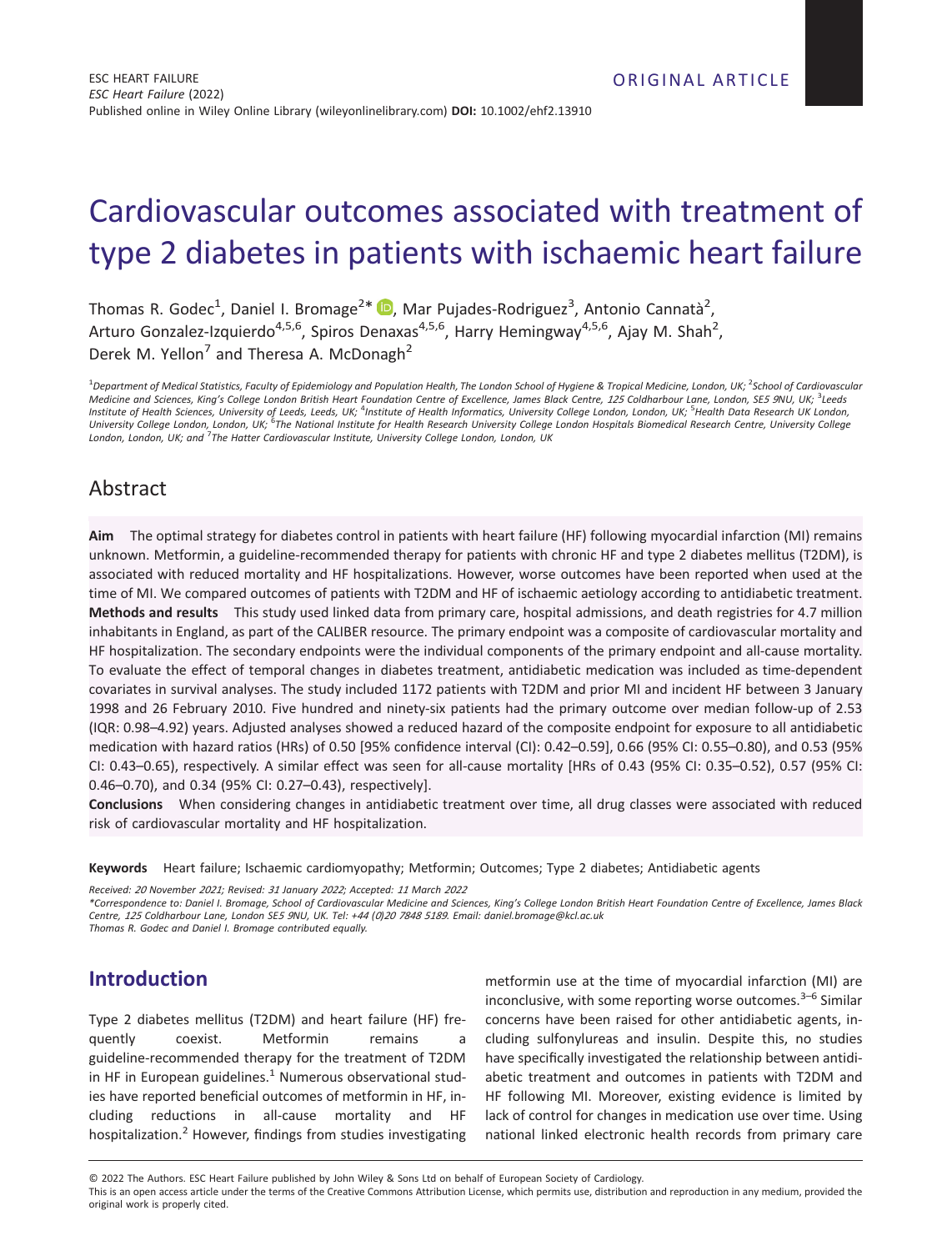ORIGINAL ARTICLE

# Cardiovascular outcomes associated with treatment of type 2 diabetes in patients with ischaemic heart failure

Thomas R. Godec[1], Daniel I. Bromage[2]*, Mar Pujades-Rodriguez[3], Antonio Cannatà[2], Arturo Gonzalez-Izquierdo[4,5,6], Spiros Denaxas[4,5,6], Harry Hemingway[4,5,6], Ajay M. Shah[2], Derek M. Yellon[7] and Theresa A. McDonagh[2]

[1]*Department of Medical Statistics, Faculty of Epidemiology and Population Health, The London School of Hygiene & Tropical Medicine, London, UK;* [2]*School of Cardiovascular Medicine and Sciences, King's College London British Heart Foundation Centre of Excellence, James Black Centre, 125 Coldharbour Lane, London, SE5 9NU, UK;* [3]*Leeds Institute of Health Sciences, University of Leeds, Leeds, UK;* [4]*Institute of Health Informatics, University College London, London, UK;* [5]*Health Data Research UK London, University College London, London, UK;* [6]*The National Institute for Health Research University College London Hospitals Biomedical Research Centre, University College London, London, UK; and* [7]*The Hatter Cardiovascular Institute, University College London, London, UK*

## Abstract

**Aim** The optimal strategy for diabetes control in patients with heart failure (HF) following myocardial infarction (MI) remains unknown. Metformin, a guideline-recommended therapy for patients with chronic HF and type 2 diabetes mellitus (T2DM), is associated with reduced mortality and HF hospitalizations. However, worse outcomes have been reported when used at the time of MI. We compared outcomes of patients with T2DM and HF of ischaemic aetiology according to antidiabetic treatment.

**Methods and results** This study used linked data from primary care, hospital admissions, and death registries for 4.7 million inhabitants in England, as part of the CALIBER resource. The primary endpoint was a composite of cardiovascular mortality and HF hospitalization. The secondary endpoints were the individual components of the primary endpoint and all-cause mortality. To evaluate the effect of temporal changes in diabetes treatment, antidiabetic medication was included as time-dependent covariates in survival analyses. The study included 1172 patients with T2DM and prior MI and incident HF between 3 January 1998 and 26 February 2010. Five hundred and ninety-six patients had the primary outcome over median follow-up of 2.53 (IQR: 0.98–4.92) years. Adjusted analyses showed a reduced hazard of the composite endpoint for exposure to all antidiabetic medication with hazard ratios (HRs) of 0.50 [95% confidence interval (CI): 0.42–0.59], 0.66 (95% CI: 0.55–0.80), and 0.53 (95% CI: 0.43–0.65), respectively. A similar effect was seen for all-cause mortality [HRs of 0.43 (95% CI: 0.35–0.52), 0.57 (95% CI: 0.46–0.70), and 0.34 (95% CI: 0.27–0.43), respectively].

**Conclusions** When considering changes in antidiabetic treatment over time, all drug classes were associated with reduced risk of cardiovascular mortality and HF hospitalization.

**Keywords** Heart failure; Ischaemic cardiomyopathy; Metformin; Outcomes; Type 2 diabetes; Antidiabetic agents

*Received: 20 November 2021; Revised: 31 January 2022; Accepted: 11 March 2022*

*\*Correspondence to: Daniel I. Bromage, School of Cardiovascular Medicine and Sciences, King's College London British Heart Foundation Centre of Excellence, James Black Centre, 125 Coldharbour Lane, London SE5 9NU, UK. Tel: +44 (0)20 7848 5189. Email: daniel.bromage@kcl.ac.uk*

*Thomas R. Godec and Daniel I. Bromage contributed equally.*

## Introduction

Type 2 diabetes mellitus (T2DM) and heart failure (HF) frequently coexist. Metformin remains a guideline-recommended therapy for the treatment of T2DM in HF in European guidelines.[1] Numerous observational studies have reported beneficial outcomes of metformin in HF, including reductions in all-cause mortality and HF hospitalization.[2] However, findings from studies investigating metformin use at the time of myocardial infarction (MI) are inconclusive, with some reporting worse outcomes.[3–6] Similar concerns have been raised for other antidiabetic agents, including sulfonylureas and insulin. Despite this, no studies have specifically investigated the relationship between antidiabetic treatment and outcomes in patients with T2DM and HF following MI. Moreover, existing evidence is limited by lack of control for changes in medication use over time. Using national linked electronic health records from primary care

© 2022 The Authors. ESC Heart Failure published by John Wiley & Sons Ltd on behalf of European Society of Cardiology.
This is an open access article under the terms of the Creative Commons Attribution License, which permits use, distribution and reproduction in any medium, provided the original work is properly cited.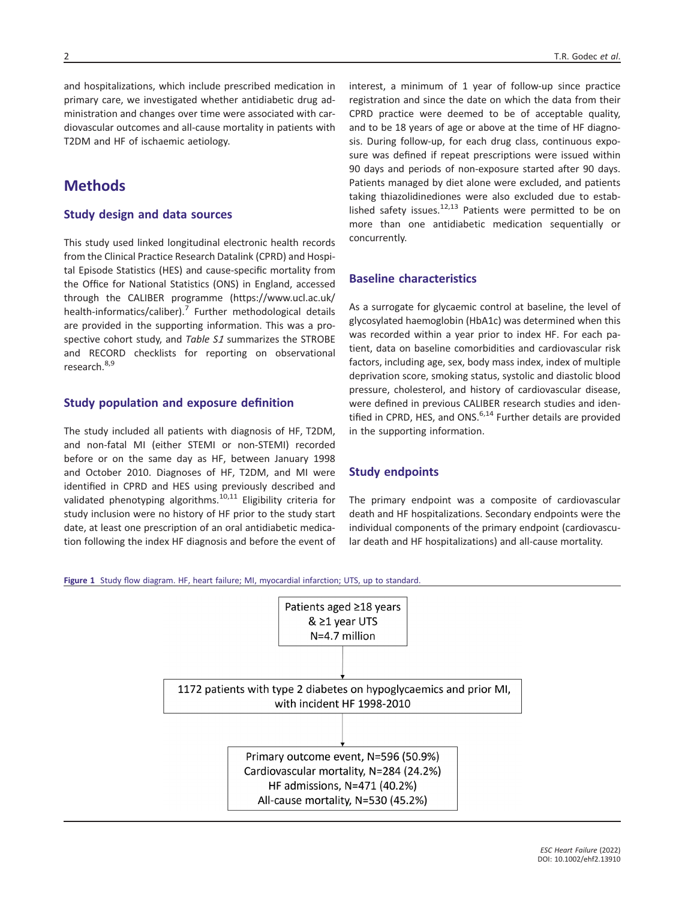and hospitalizations, which include prescribed medication in primary care, we investigated whether antidiabetic drug administration and changes over time were associated with cardiovascular outcomes and all-cause mortality in patients with T2DM and HF of ischaemic aetiology.

# Methods

## Study design and data sources

This study used linked longitudinal electronic health records from the Clinical Practice Research Datalink (CPRD) and Hospital Episode Statistics (HES) and cause-specific mortality from the Office for National Statistics (ONS) in England, accessed through the CALIBER programme (https://www.ucl.ac.uk/health-informatics/caliber).[7] Further methodological details are provided in the supporting information. This was a prospective cohort study, and *Table S1* summarizes the STROBE and RECORD checklists for reporting on observational research.[8,9]

## Study population and exposure definition

The study included all patients with diagnosis of HF, T2DM, and non-fatal MI (either STEMI or non-STEMI) recorded before or on the same day as HF, between January 1998 and October 2010. Diagnoses of HF, T2DM, and MI were identified in CPRD and HES using previously described and validated phenotyping algorithms.[10,11] Eligibility criteria for study inclusion were no history of HF prior to the study start date, at least one prescription of an oral antidiabetic medication following the index HF diagnosis and before the event of interest, a minimum of 1 year of follow-up since practice registration and since the date on which the data from their CPRD practice were deemed to be of acceptable quality, and to be 18 years of age or above at the time of HF diagnosis. During follow-up, for each drug class, continuous exposure was defined if repeat prescriptions were issued within 90 days and periods of non-exposure started after 90 days. Patients managed by diet alone were excluded, and patients taking thiazolidinediones were also excluded due to established safety issues.[12,13] Patients were permitted to be on more than one antidiabetic medication sequentially or concurrently.

## Baseline characteristics

As a surrogate for glycaemic control at baseline, the level of glycosylated haemoglobin (HbA1c) was determined when this was recorded within a year prior to index HF. For each patient, data on baseline comorbidities and cardiovascular risk factors, including age, sex, body mass index, index of multiple deprivation score, smoking status, systolic and diastolic blood pressure, cholesterol, and history of cardiovascular disease, were defined in previous CALIBER research studies and identified in CPRD, HES, and ONS.[6,14] Further details are provided in the supporting information.

## Study endpoints

The primary endpoint was a composite of cardiovascular death and HF hospitalizations. Secondary endpoints were the individual components of the primary endpoint (cardiovascular death and HF hospitalizations) and all-cause mortality.

**Figure 1** Study flow diagram. HF, heart failure; MI, myocardial infarction; UTS, up to standard.

Patients aged ≥18 years & ≥1 year UTS
N=4.7 million

↓

1172 patients with type 2 diabetes on hypoglycaemics and prior MI, with incident HF 1998-2010

↓

Primary outcome event, N=596 (50.9%)
Cardiovascular mortality, N=284 (24.2%)
HF admissions, N=471 (40.2%)
All-cause mortality, N=530 (45.2%)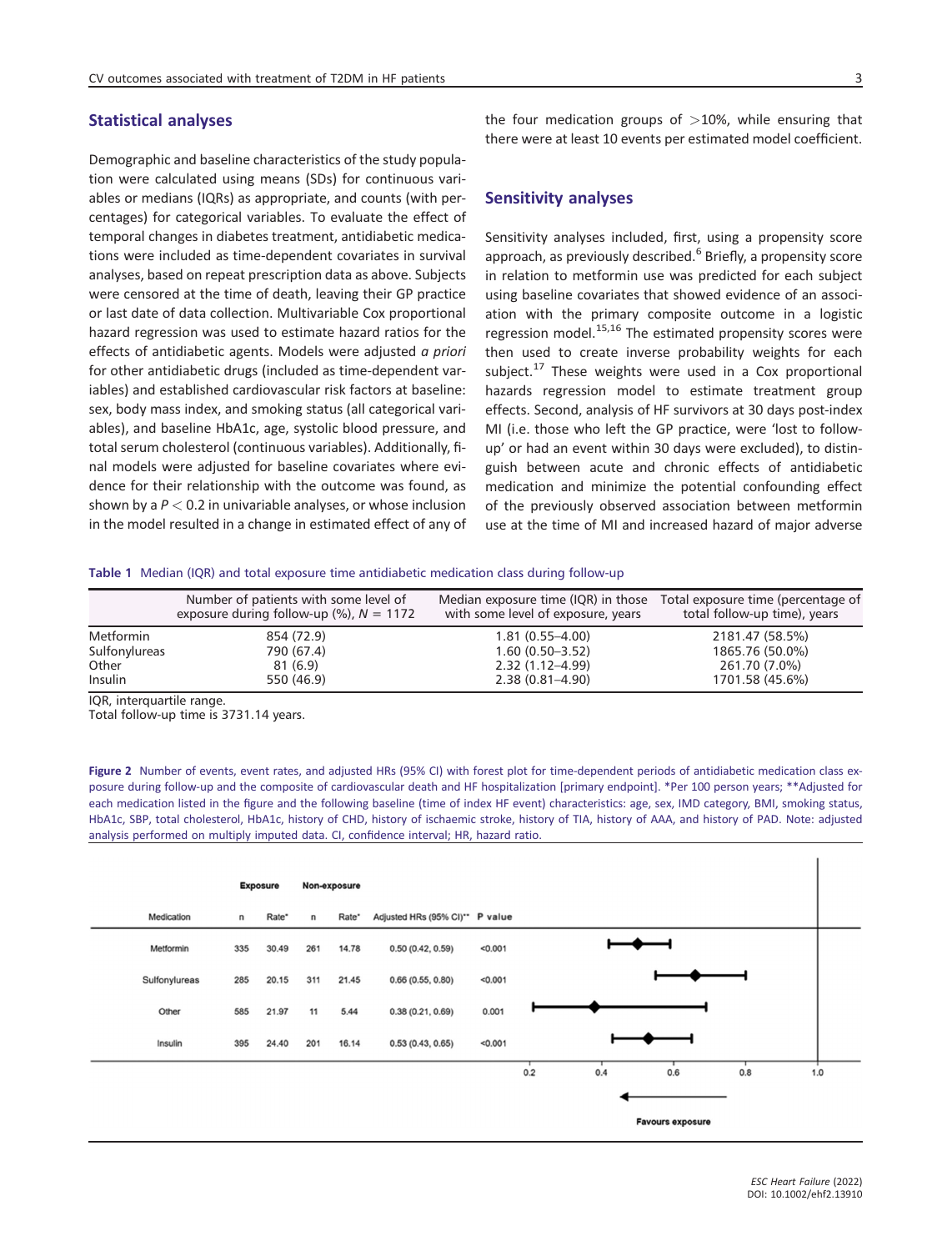## Statistical analyses

Demographic and baseline characteristics of the study population were calculated using means (SDs) for continuous variables or medians (IQRs) as appropriate, and counts (with percentages) for categorical variables. To evaluate the effect of temporal changes in diabetes treatment, antidiabetic medications were included as time-dependent covariates in survival analyses, based on repeat prescription data as above. Subjects were censored at the time of death, leaving their GP practice or last date of data collection. Multivariable Cox proportional hazard regression was used to estimate hazard ratios for the effects of antidiabetic agents. Models were adjusted *a priori* for other antidiabetic drugs (included as time-dependent variables) and established cardiovascular risk factors at baseline: sex, body mass index, and smoking status (all categorical variables), and baseline HbA1c, age, systolic blood pressure, and total serum cholesterol (continuous variables). Additionally, final models were adjusted for baseline covariates where evidence for their relationship with the outcome was found, as shown by a $P < 0.2$ in univariable analyses, or whose inclusion in the model resulted in a change in estimated effect of any of the four medication groups of $>10\%$, while ensuring that there were at least 10 events per estimated model coefficient.

## Sensitivity analyses

Sensitivity analyses included, first, using a propensity score approach, as previously described.[6] Briefly, a propensity score in relation to metformin use was predicted for each subject using baseline covariates that showed evidence of an association with the primary composite outcome in a logistic regression model.[15,16] The estimated propensity scores were then used to create inverse probability weights for each subject.[17] These weights were used in a Cox proportional hazards regression model to estimate treatment group effects. Second, analysis of HF survivors at 30 days post-index MI (i.e. those who left the GP practice, were 'lost to follow-up' or had an event within 30 days were excluded), to distinguish between acute and chronic effects of antidiabetic medication and minimize the potential confounding effect of the previously observed association between metformin use at the time of MI and increased hazard of major adverse

**Table 1** Median (IQR) and total exposure time antidiabetic medication class during follow-up

| | Number of patients with some level of exposure during follow-up (%), $N$ = 1172 | Median exposure time (IQR) in those with some level of exposure, years | Total exposure time (percentage of total follow-up time), years |
|---|---|---|---|
| Metformin | 854 (72.9) | 1.81 (0.55–4.00) | 2181.47 (58.5%) |
| Sulfonylureas | 790 (67.4) | 1.60 (0.50–3.52) | 1865.76 (50.0%) |
| Other | 81 (6.9) | 2.32 (1.12–4.99) | 261.70 (7.0%) |
| Insulin | 550 (46.9) | 2.38 (0.81–4.90) | 1701.58 (45.6%) |

IQR, interquartile range.
Total follow-up time is 3731.14 years.

**Figure 2** Number of events, event rates, and adjusted HRs (95% CI) with forest plot for time-dependent periods of antidiabetic medication class exposure during follow-up and the composite of cardiovascular death and HF hospitalization [primary endpoint]. *Per 100 person years; **Adjusted for each medication listed in the figure and the following baseline (time of index HF event) characteristics: age, sex, IMD category, BMI, smoking status, HbA1c, SBP, total cholesterol, HbA1c, history of CHD, history of ischaemic stroke, history of TIA, history of AAA, and history of PAD. Note: adjusted analysis performed on multiply imputed data. CI, confidence interval; HR, hazard ratio.

| Medication | Exposure n | Exposure Rate* | Non-exposure n | Non-exposure Rate* | Adjusted HRs (95% CI)** | P value |
|---|---|---|---|---|---|---|
| Metformin | 335 | 30.49 | 261 | 14.78 | 0.50 (0.42, 0.59) | <0.001 |
| Sulfonylureas | 285 | 20.15 | 311 | 21.45 | 0.66 (0.55, 0.80) | <0.001 |
| Other | 585 | 21.97 | 11 | 5.44 | 0.38 (0.21, 0.69) | 0.001 |
| Insulin | 395 | 24.40 | 201 | 16.14 | 0.53 (0.43, 0.65) | <0.001 |

Favours exposure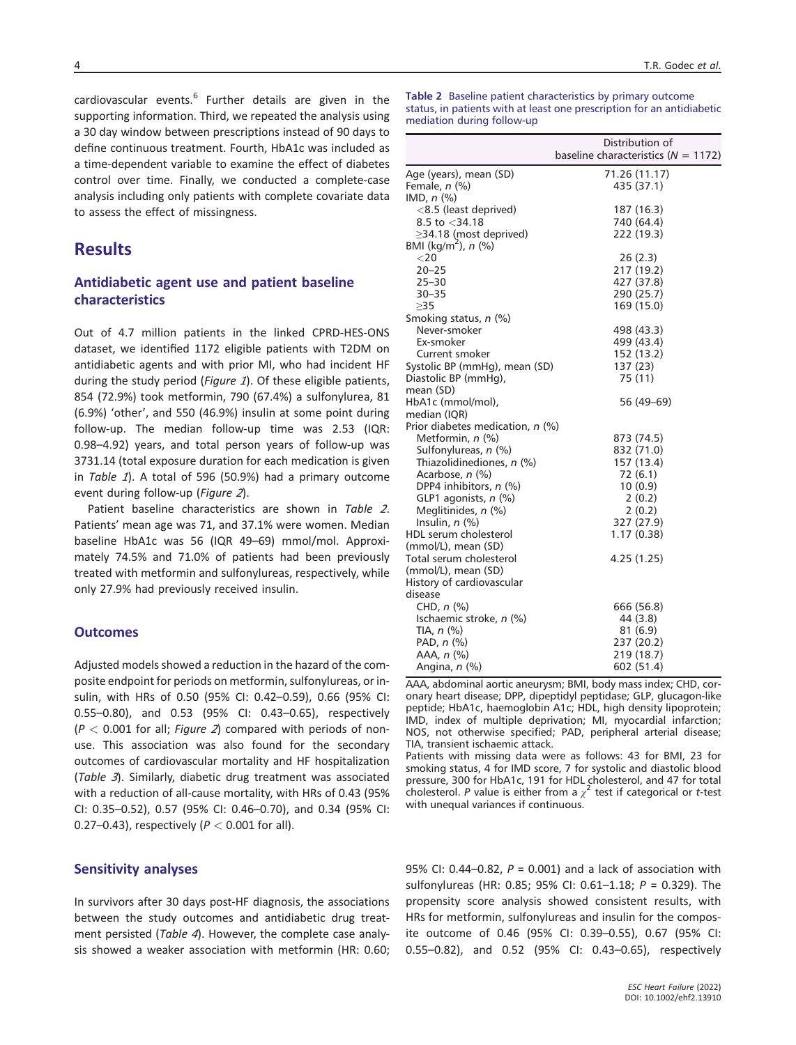cardiovascular events.[6] Further details are given in the supporting information. Third, we repeated the analysis using a 30 day window between prescriptions instead of 90 days to define continuous treatment. Fourth, HbA1c was included as a time-dependent variable to examine the effect of diabetes control over time. Finally, we conducted a complete-case analysis including only patients with complete covariate data to assess the effect of missingness.

# Results

## Antidiabetic agent use and patient baseline characteristics

Out of 4.7 million patients in the linked CPRD-HES-ONS dataset, we identified 1172 eligible patients with T2DM on antidiabetic agents and with prior MI, who had incident HF during the study period (*Figure 1*). Of these eligible patients, 854 (72.9%) took metformin, 790 (67.4%) a sulfonylurea, 81 (6.9%) 'other', and 550 (46.9%) insulin at some point during follow-up. The median follow-up time was 2.53 (IQR: 0.98–4.92) years, and total person years of follow-up was 3731.14 (total exposure duration for each medication is given in *Table 1*). A total of 596 (50.9%) had a primary outcome event during follow-up (*Figure 2*).

Patient baseline characteristics are shown in *Table 2*. Patients' mean age was 71, and 37.1% were women. Median baseline HbA1c was 56 (IQR 49–69) mmol/mol. Approximately 74.5% and 71.0% of patients had been previously treated with metformin and sulfonylureas, respectively, while only 27.9% had previously received insulin.

**Table 2** Baseline patient characteristics by primary outcome status, in patients with at least one prescription for an antidiabetic mediation during follow-up

| | Distribution of baseline characteristics ($N$ = 1172) |
|---|---|
| Age (years), mean (SD) | 71.26 (11.17) |
| Female, *n* (%) | 435 (37.1) |
| IMD, *n* (%) | |
| <8.5 (least deprived) | 187 (16.3) |
| 8.5 to <34.18 | 740 (64.4) |
| ≥34.18 (most deprived) | 222 (19.3) |
| BMI (kg/m$^2$), *n* (%) | |
| <20 | 26 (2.3) |
| 20–25 | 217 (19.2) |
| 25–30 | 427 (37.8) |
| 30–35 | 290 (25.7) |
| ≥35 | 169 (15.0) |
| Smoking status, *n* (%) | |
| Never-smoker | 498 (43.3) |
| Ex-smoker | 499 (43.4) |
| Current smoker | 152 (13.2) |
| Systolic BP (mmHg), mean (SD) | 137 (23) |
| Diastolic BP (mmHg), mean (SD) | 75 (11) |
| HbA1c (mmol/mol), median (IQR) | 56 (49–69) |
| Prior diabetes medication, *n* (%) | |
| Metformin, *n* (%) | 873 (74.5) |
| Sulfonylureas, *n* (%) | 832 (71.0) |
| Thiazolidinediones, *n* (%) | 157 (13.4) |
| Acarbose, *n* (%) | 72 (6.1) |
| DPP4 inhibitors, *n* (%) | 10 (0.9) |
| GLP1 agonists, *n* (%) | 2 (0.2) |
| Meglitinides, *n* (%) | 2 (0.2) |
| Insulin, *n* (%) | 327 (27.9) |
| HDL serum cholesterol (mmol/L), mean (SD) | 1.17 (0.38) |
| Total serum cholesterol (mmol/L), mean (SD) | 4.25 (1.25) |
| History of cardiovascular disease | |
| CHD, *n* (%) | 666 (56.8) |
| Ischaemic stroke, *n* (%) | 44 (3.8) |
| TIA, *n* (%) | 81 (6.9) |
| PAD, *n* (%) | 237 (20.2) |
| AAA, *n* (%) | 219 (18.7) |
| Angina, *n* (%) | 602 (51.4) |

AAA, abdominal aortic aneurysm; BMI, body mass index; CHD, coronary heart disease; DPP, dipeptidyl peptidase; GLP, glucagon-like peptide; HbA1c, haemoglobin A1c; HDL, high density lipoprotein; IMD, index of multiple deprivation; MI, myocardial infarction; NOS, not otherwise specified; PAD, peripheral arterial disease; TIA, transient ischaemic attack.
Patients with missing data were as follows: 43 for BMI, 23 for smoking status, 4 for IMD score, 7 for systolic and diastolic blood pressure, 300 for HbA1c, 191 for HDL cholesterol, and 47 for total cholesterol. $P$ value is either from a $\chi^2$ test if categorical or $t$-test with unequal variances if continuous.

## Outcomes

Adjusted models showed a reduction in the hazard of the composite endpoint for periods on metformin, sulfonylureas, or insulin, with HRs of 0.50 (95% CI: 0.42–0.59), 0.66 (95% CI: 0.55–0.80), and 0.53 (95% CI: 0.43–0.65), respectively ($P$ < 0.001 for all; *Figure 2*) compared with periods of non-use. This association was also found for the secondary outcomes of cardiovascular mortality and HF hospitalization (*Table 3*). Similarly, diabetic drug treatment was associated with a reduction of all-cause mortality, with HRs of 0.43 (95% CI: 0.35–0.52), 0.57 (95% CI: 0.46–0.70), and 0.34 (95% CI: 0.27–0.43), respectively ($P$ < 0.001 for all).

## Sensitivity analyses

In survivors after 30 days post-HF diagnosis, the associations between the study outcomes and antidiabetic drug treatment persisted (*Table 4*). However, the complete case analysis showed a weaker association with metformin (HR: 0.60; 95% CI: 0.44–0.82, $P$ = 0.001) and a lack of association with sulfonylureas (HR: 0.85; 95% CI: 0.61–1.18; $P$ = 0.329). The propensity score analysis showed consistent results, with HRs for metformin, sulfonylureas and insulin for the composite outcome of 0.46 (95% CI: 0.39–0.55), 0.67 (95% CI: 0.55–0.82), and 0.52 (95% CI: 0.43–0.65), respectively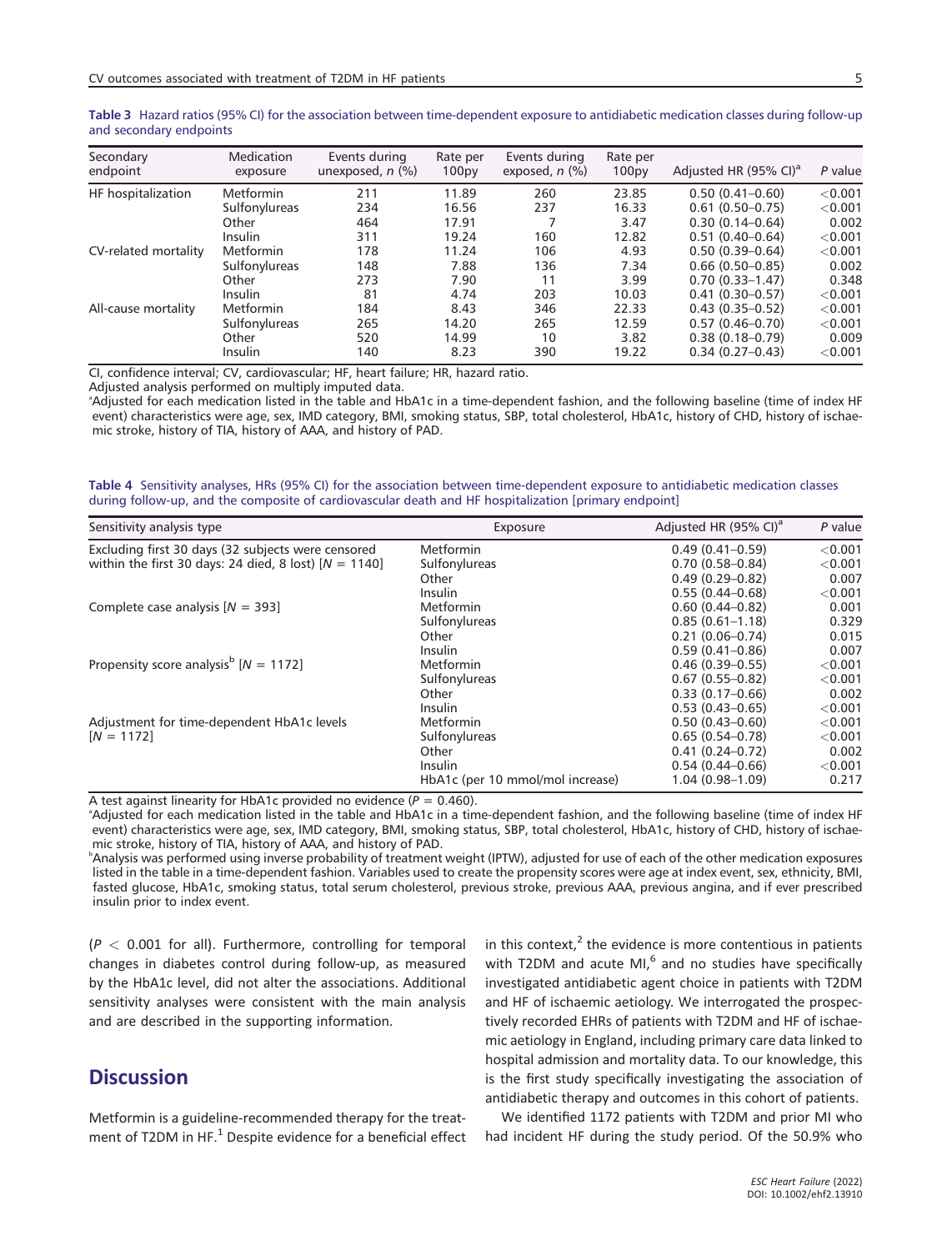**Table 3** Hazard ratios (95% CI) for the association between time-dependent exposure to antidiabetic medication classes during follow-up and secondary endpoints

| Secondary endpoint | Medication exposure | Events during unexposed, *n* (%) | Rate per 100py | Events during exposed, *n* (%) | Rate per 100py | Adjusted HR (95% CI)[a] | *P* value |
|---|---|---|---|---|---|---|---|
| HF hospitalization | Metformin | 211 | 11.89 | 260 | 23.85 | 0.50 (0.41–0.60) | <0.001 |
| | Sulfonylureas | 234 | 16.56 | 237 | 16.33 | 0.61 (0.50–0.75) | <0.001 |
| | Other | 464 | 17.91 | 7 | 3.47 | 0.30 (0.14–0.64) | 0.002 |
| | Insulin | 311 | 19.24 | 160 | 12.82 | 0.51 (0.40–0.64) | <0.001 |
| CV-related mortality | Metformin | 178 | 11.24 | 106 | 4.93 | 0.50 (0.39–0.64) | <0.001 |
| | Sulfonylureas | 148 | 7.88 | 136 | 7.34 | 0.66 (0.50–0.85) | 0.002 |
| | Other | 273 | 7.90 | 11 | 3.99 | 0.70 (0.33–1.47) | 0.348 |
| | Insulin | 81 | 4.74 | 203 | 10.03 | 0.41 (0.30–0.57) | <0.001 |
| All-cause mortality | Metformin | 184 | 8.43 | 346 | 22.33 | 0.43 (0.35–0.52) | <0.001 |
| | Sulfonylureas | 265 | 14.20 | 265 | 12.59 | 0.57 (0.46–0.70) | <0.001 |
| | Other | 520 | 14.99 | 10 | 3.82 | 0.38 (0.18–0.79) | 0.009 |
| | Insulin | 140 | 8.23 | 390 | 19.22 | 0.34 (0.27–0.43) | <0.001 |

CI, confidence interval; CV, cardiovascular; HF, heart failure; HR, hazard ratio.

Adjusted analysis performed on multiply imputed data.

[a]Adjusted for each medication listed in the table and HbA1c in a time-dependent fashion, and the following baseline (time of index HF event) characteristics were age, sex, IMD category, BMI, smoking status, SBP, total cholesterol, HbA1c, history of CHD, history of ischaemic stroke, history of TIA, history of AAA, and history of PAD.

**Table 4** Sensitivity analyses, HRs (95% CI) for the association between time-dependent exposure to antidiabetic medication classes during follow-up, and the composite of cardiovascular death and HF hospitalization [primary endpoint]

| Sensitivity analysis type | Exposure | Adjusted HR (95% CI)[a] | *P* value |
|---|---|---|---|
| Excluding first 30 days (32 subjects were censored within the first 30 days: 24 died, 8 lost) [$N = 1140$] | Metformin | 0.49 (0.41–0.59) | <0.001 |
| | Sulfonylureas | 0.70 (0.58–0.84) | <0.001 |
| | Other | 0.49 (0.29–0.82) | 0.007 |
| | Insulin | 0.55 (0.44–0.68) | <0.001 |
| Complete case analysis [$N = 393$] | Metformin | 0.60 (0.44–0.82) | 0.001 |
| | Sulfonylureas | 0.85 (0.61–1.18) | 0.329 |
| | Other | 0.21 (0.06–0.74) | 0.015 |
| | Insulin | 0.59 (0.41–0.86) | 0.007 |
| Propensity score analysis[b] [$N = 1172$] | Metformin | 0.46 (0.39–0.55) | <0.001 |
| | Sulfonylureas | 0.67 (0.55–0.82) | <0.001 |
| | Other | 0.33 (0.17–0.66) | 0.002 |
| | Insulin | 0.53 (0.43–0.65) | <0.001 |
| Adjustment for time-dependent HbA1c levels [$N = 1172$] | Metformin | 0.50 (0.43–0.60) | <0.001 |
| | Sulfonylureas | 0.65 (0.54–0.78) | <0.001 |
| | Other | 0.41 (0.24–0.72) | 0.002 |
| | Insulin | 0.54 (0.44–0.66) | <0.001 |
| | HbA1c (per 10 mmol/mol increase) | 1.04 (0.98–1.09) | 0.217 |

A test against linearity for HbA1c provided no evidence ($P = 0.460$).

[a]Adjusted for each medication listed in the table and HbA1c in a time-dependent fashion, and the following baseline (time of index HF event) characteristics were age, sex, IMD category, BMI, smoking status, SBP, total cholesterol, HbA1c, history of CHD, history of ischaemic stroke, history of TIA, history of AAA, and history of PAD.

[b]Analysis was performed using inverse probability of treatment weight (IPTW), adjusted for use of each of the other medication exposures listed in the table in a time-dependent fashion. Variables used to create the propensity scores were age at index event, sex, ethnicity, BMI, fasted glucose, HbA1c, smoking status, total serum cholesterol, previous stroke, previous AAA, previous angina, and if ever prescribed insulin prior to index event.

($P < 0.001$ for all). Furthermore, controlling for temporal changes in diabetes control during follow-up, as measured by the HbA1c level, did not alter the associations. Additional sensitivity analyses were consistent with the main analysis and are described in the supporting information.

## Discussion

Metformin is a guideline-recommended therapy for the treatment of T2DM in HF.[1] Despite evidence for a beneficial effect in this context,[2] the evidence is more contentious in patients with T2DM and acute MI,[6] and no studies have specifically investigated antidiabetic agent choice in patients with T2DM and HF of ischaemic aetiology. We interrogated the prospectively recorded EHRs of patients with T2DM and HF of ischaemic aetiology in England, including primary care data linked to hospital admission and mortality data. To our knowledge, this is the first study specifically investigating the association of antidiabetic therapy and outcomes in this cohort of patients.

We identified 1172 patients with T2DM and prior MI who had incident HF during the study period. Of the 50.9% who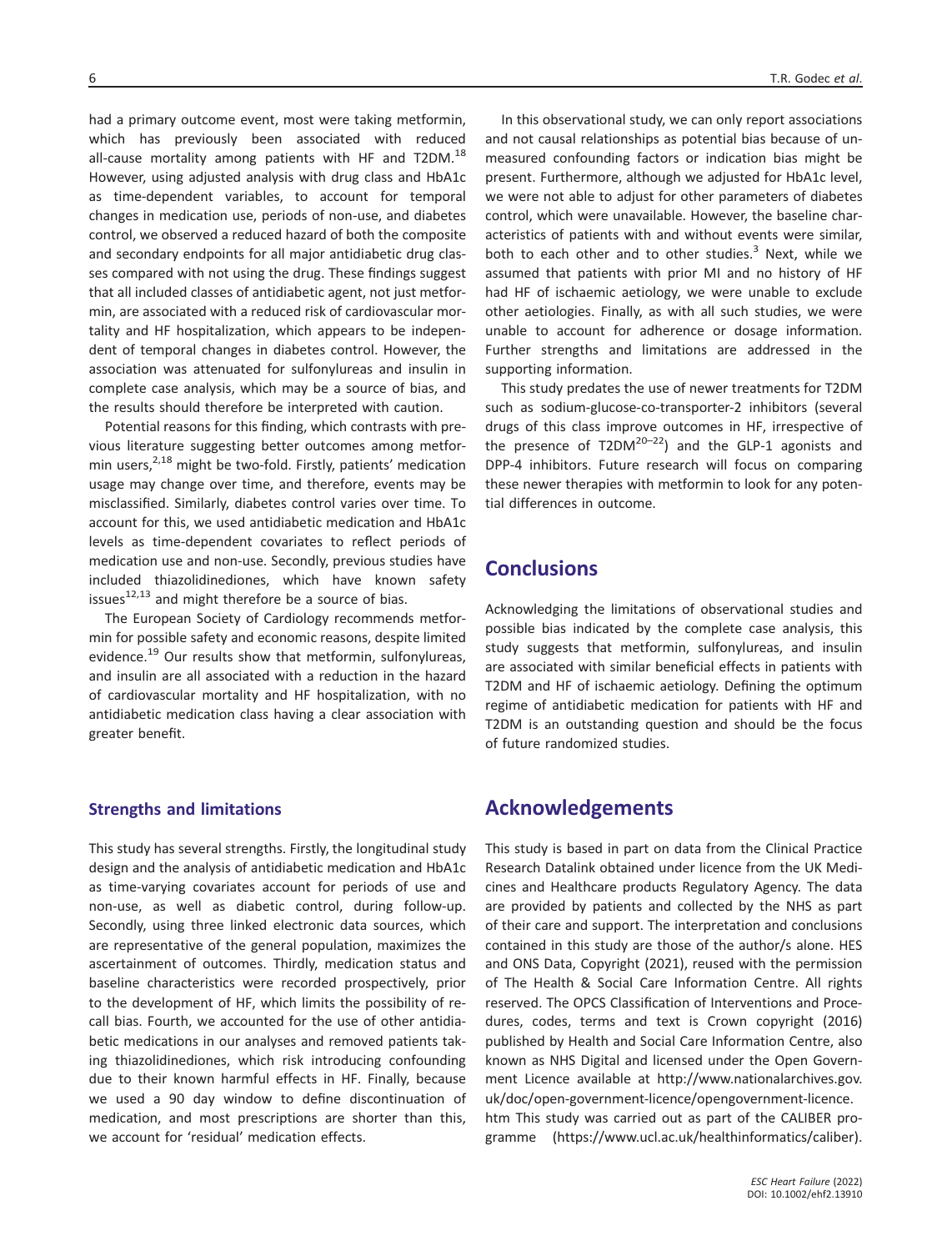had a primary outcome event, most were taking metformin, which has previously been associated with reduced all-cause mortality among patients with HF and T2DM.[18] However, using adjusted analysis with drug class and HbA1c as time-dependent variables, to account for temporal changes in medication use, periods of non-use, and diabetes control, we observed a reduced hazard of both the composite and secondary endpoints for all major antidiabetic drug classes compared with not using the drug. These findings suggest that all included classes of antidiabetic agent, not just metformin, are associated with a reduced risk of cardiovascular mortality and HF hospitalization, which appears to be independent of temporal changes in diabetes control. However, the association was attenuated for sulfonylureas and insulin in complete case analysis, which may be a source of bias, and the results should therefore be interpreted with caution.

Potential reasons for this finding, which contrasts with previous literature suggesting better outcomes among metformin users,[2,18] might be two-fold. Firstly, patients' medication usage may change over time, and therefore, events may be misclassified. Similarly, diabetes control varies over time. To account for this, we used antidiabetic medication and HbA1c levels as time-dependent covariates to reflect periods of medication use and non-use. Secondly, previous studies have included thiazolidinediones, which have known safety issues[12,13] and might therefore be a source of bias.

The European Society of Cardiology recommends metformin for possible safety and economic reasons, despite limited evidence.[19] Our results show that metformin, sulfonylureas, and insulin are all associated with a reduction in the hazard of cardiovascular mortality and HF hospitalization, with no antidiabetic medication class having a clear association with greater benefit.

### Strengths and limitations

This study has several strengths. Firstly, the longitudinal study design and the analysis of antidiabetic medication and HbA1c as time-varying covariates account for periods of use and non-use, as well as diabetic control, during follow-up. Secondly, using three linked electronic data sources, which are representative of the general population, maximizes the ascertainment of outcomes. Thirdly, medication status and baseline characteristics were recorded prospectively, prior to the development of HF, which limits the possibility of recall bias. Fourth, we accounted for the use of other antidiabetic medications in our analyses and removed patients taking thiazolidinediones, which risk introducing confounding due to their known harmful effects in HF. Finally, because we used a 90 day window to define discontinuation of medication, and most prescriptions are shorter than this, we account for 'residual' medication effects.

In this observational study, we can only report associations and not causal relationships as potential bias because of unmeasured confounding factors or indication bias might be present. Furthermore, although we adjusted for HbA1c level, we were not able to adjust for other parameters of diabetes control, which were unavailable. However, the baseline characteristics of patients with and without events were similar, both to each other and to other studies.[3] Next, while we assumed that patients with prior MI and no history of HF had HF of ischaemic aetiology, we were unable to exclude other aetiologies. Finally, as with all such studies, we were unable to account for adherence or dosage information. Further strengths and limitations are addressed in the supporting information.

This study predates the use of newer treatments for T2DM such as sodium-glucose-co-transporter-2 inhibitors (several drugs of this class improve outcomes in HF, irrespective of the presence of T2DM[20–22]) and the GLP-1 agonists and DPP-4 inhibitors. Future research will focus on comparing these newer therapies with metformin to look for any potential differences in outcome.

## Conclusions

Acknowledging the limitations of observational studies and possible bias indicated by the complete case analysis, this study suggests that metformin, sulfonylureas, and insulin are associated with similar beneficial effects in patients with T2DM and HF of ischaemic aetiology. Defining the optimum regime of antidiabetic medication for patients with HF and T2DM is an outstanding question and should be the focus of future randomized studies.

## Acknowledgements

This study is based in part on data from the Clinical Practice Research Datalink obtained under licence from the UK Medicines and Healthcare products Regulatory Agency. The data are provided by patients and collected by the NHS as part of their care and support. The interpretation and conclusions contained in this study are those of the author/s alone. HES and ONS Data, Copyright (2021), reused with the permission of The Health & Social Care Information Centre. All rights reserved. The OPCS Classification of Interventions and Procedures, codes, terms and text is Crown copyright (2016) published by Health and Social Care Information Centre, also known as NHS Digital and licensed under the Open Government Licence available at http://www.nationalarchives.gov.uk/doc/open-government-licence/opengovernment-licence.htm This study was carried out as part of the CALIBER programme (https://www.ucl.ac.uk/healthinformatics/caliber).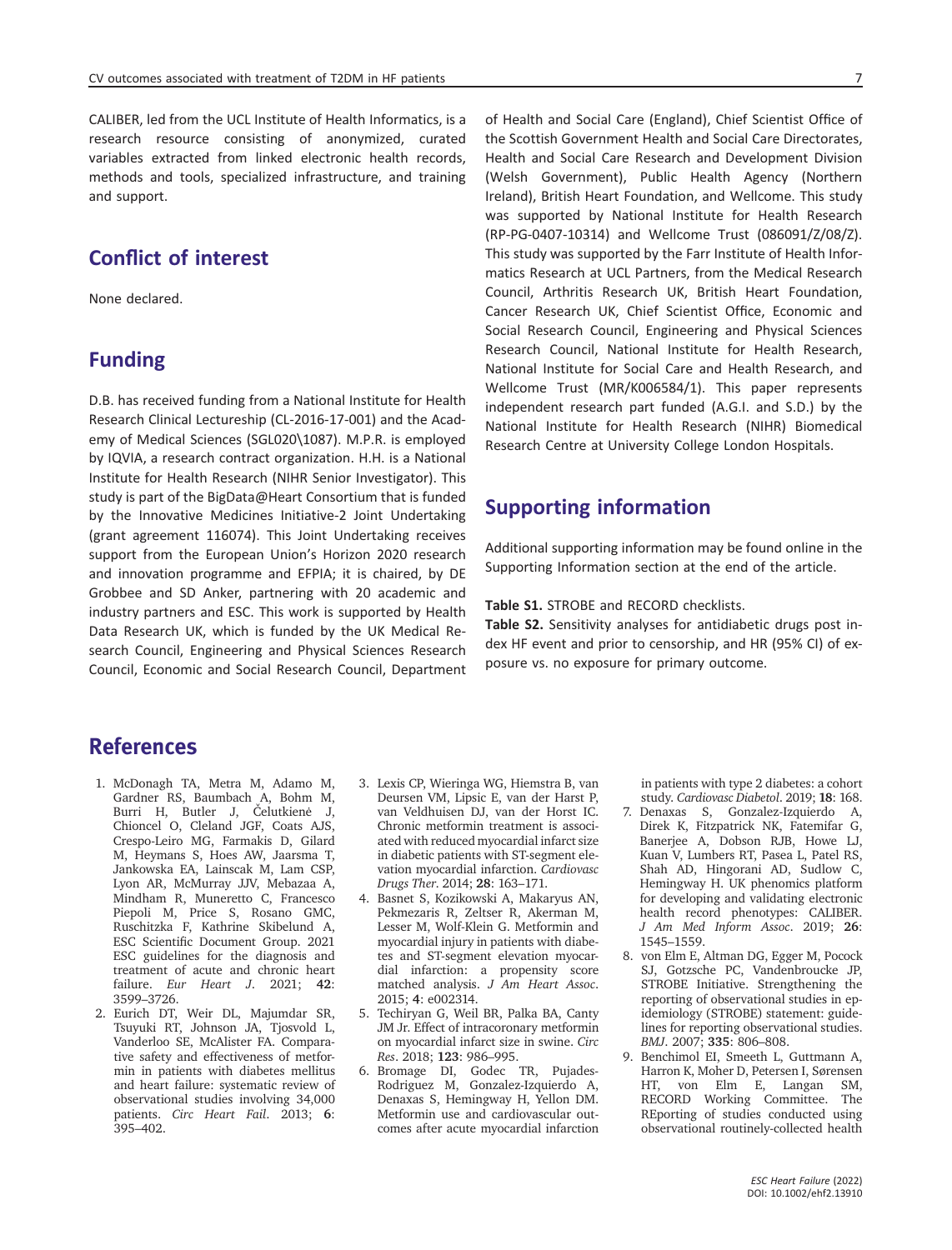CALIBER, led from the UCL Institute of Health Informatics, is a research resource consisting of anonymized, curated variables extracted from linked electronic health records, methods and tools, specialized infrastructure, and training and support.

## Conflict of interest

None declared.

## Funding

D.B. has received funding from a National Institute for Health Research Clinical Lectureship (CL-2016-17-001) and the Academy of Medical Sciences (SGL020\1087). M.P.R. is employed by IQVIA, a research contract organization. H.H. is a National Institute for Health Research (NIHR Senior Investigator). This study is part of the BigData@Heart Consortium that is funded by the Innovative Medicines Initiative-2 Joint Undertaking (grant agreement 116074). This Joint Undertaking receives support from the European Union's Horizon 2020 research and innovation programme and EFPIA; it is chaired, by DE Grobbee and SD Anker, partnering with 20 academic and industry partners and ESC. This work is supported by Health Data Research UK, which is funded by the UK Medical Research Council, Engineering and Physical Sciences Research Council, Economic and Social Research Council, Department of Health and Social Care (England), Chief Scientist Office of the Scottish Government Health and Social Care Directorates, Health and Social Care Research and Development Division (Welsh Government), Public Health Agency (Northern Ireland), British Heart Foundation, and Wellcome. This study was supported by National Institute for Health Research (RP-PG-0407-10314) and Wellcome Trust (086091/Z/08/Z). This study was supported by the Farr Institute of Health Informatics Research at UCL Partners, from the Medical Research Council, Arthritis Research UK, British Heart Foundation, Cancer Research UK, Chief Scientist Office, Economic and Social Research Council, Engineering and Physical Sciences Research Council, National Institute for Health Research, National Institute for Social Care and Health Research, and Wellcome Trust (MR/K006584/1). This paper represents independent research part funded (A.G.I. and S.D.) by the National Institute for Health Research (NIHR) Biomedical Research Centre at University College London Hospitals.

## Supporting information

Additional supporting information may be found online in the Supporting Information section at the end of the article.

**Table S1.** STROBE and RECORD checklists.

**Table S2.** Sensitivity analyses for antidiabetic drugs post index HF event and prior to censorship, and HR (95% CI) of exposure vs. no exposure for primary outcome.

## References

1. McDonagh TA, Metra M, Adamo M, Gardner RS, Baumbach A, Bohm M, Burri H, Butler J, Čelutkienė J, Chioncel O, Cleland JGF, Coats AJS, Crespo-Leiro MG, Farmakis D, Gilard M, Heymans S, Hoes AW, Jaarsma T, Jankowska EA, Lainscak M, Lam CSP, Lyon AR, McMurray JJV, Mebazaa A, Mindham R, Muneretto C, Francesco Piepoli M, Price S, Rosano GMC, Ruschitzka F, Kathrine Skibelund A, ESC Scientific Document Group. 2021 ESC guidelines for the diagnosis and treatment of acute and chronic heart failure. *Eur Heart J*. 2021; **42**: 3599–3726.
2. Eurich DT, Weir DL, Majumdar SR, Tsuyuki RT, Johnson JA, Tjosvold L, Vanderloo SE, McAlister FA. Comparative safety and effectiveness of metformin in patients with diabetes mellitus and heart failure: systematic review of observational studies involving 34,000 patients. *Circ Heart Fail*. 2013; **6**: 395–402.
3. Lexis CP, Wieringa WG, Hiemstra B, van Deursen VM, Lipsic E, van der Harst P, van Veldhuisen DJ, van der Horst IC. Chronic metformin treatment is associated with reduced myocardial infarct size in diabetic patients with ST-segment elevation myocardial infarction. *Cardiovasc Drugs Ther*. 2014; **28**: 163–171.
4. Basnet S, Kozikowski A, Makaryus AN, Pekmezaris R, Zeltser R, Akerman M, Lesser M, Wolf-Klein G. Metformin and myocardial injury in patients with diabetes and ST-segment elevation myocardial infarction: a propensity score matched analysis. *J Am Heart Assoc*. 2015; **4**: e002314.
5. Techiryan G, Weil BR, Palka BA, Canty JM Jr. Effect of intracoronary metformin on myocardial infarct size in swine. *Circ Res*. 2018; **123**: 986–995.
6. Bromage DI, Godec TR, Pujades-Rodriguez M, Gonzalez-Izquierdo A, Denaxas S, Hemingway H, Yellon DM. Metformin use and cardiovascular outcomes after acute myocardial infarction in patients with type 2 diabetes: a cohort study. *Cardiovasc Diabetol*. 2019; **18**: 168.
7. Denaxas S, Gonzalez-Izquierdo A, Direk K, Fitzpatrick NK, Fatemifar G, Banerjee A, Dobson RJB, Howe LJ, Kuan V, Lumbers RT, Pasea L, Patel RS, Shah AD, Hingorani AD, Sudlow C, Hemingway H. UK phenomics platform for developing and validating electronic health record phenotypes: CALIBER. *J Am Med Inform Assoc*. 2019; **26**: 1545–1559.
8. von Elm E, Altman DG, Egger M, Pocock SJ, Gotzsche PC, Vandenbroucke JP, STROBE Initiative. Strengthening the reporting of observational studies in epidemiology (STROBE) statement: guidelines for reporting observational studies. *BMJ*. 2007; **335**: 806–808.
9. Benchimol EI, Smeeth L, Guttmann A, Harron K, Moher D, Petersen I, Sørensen HT, von Elm E, Langan SM, RECORD Working Committee. The REporting of studies conducted using observational routinely-collected health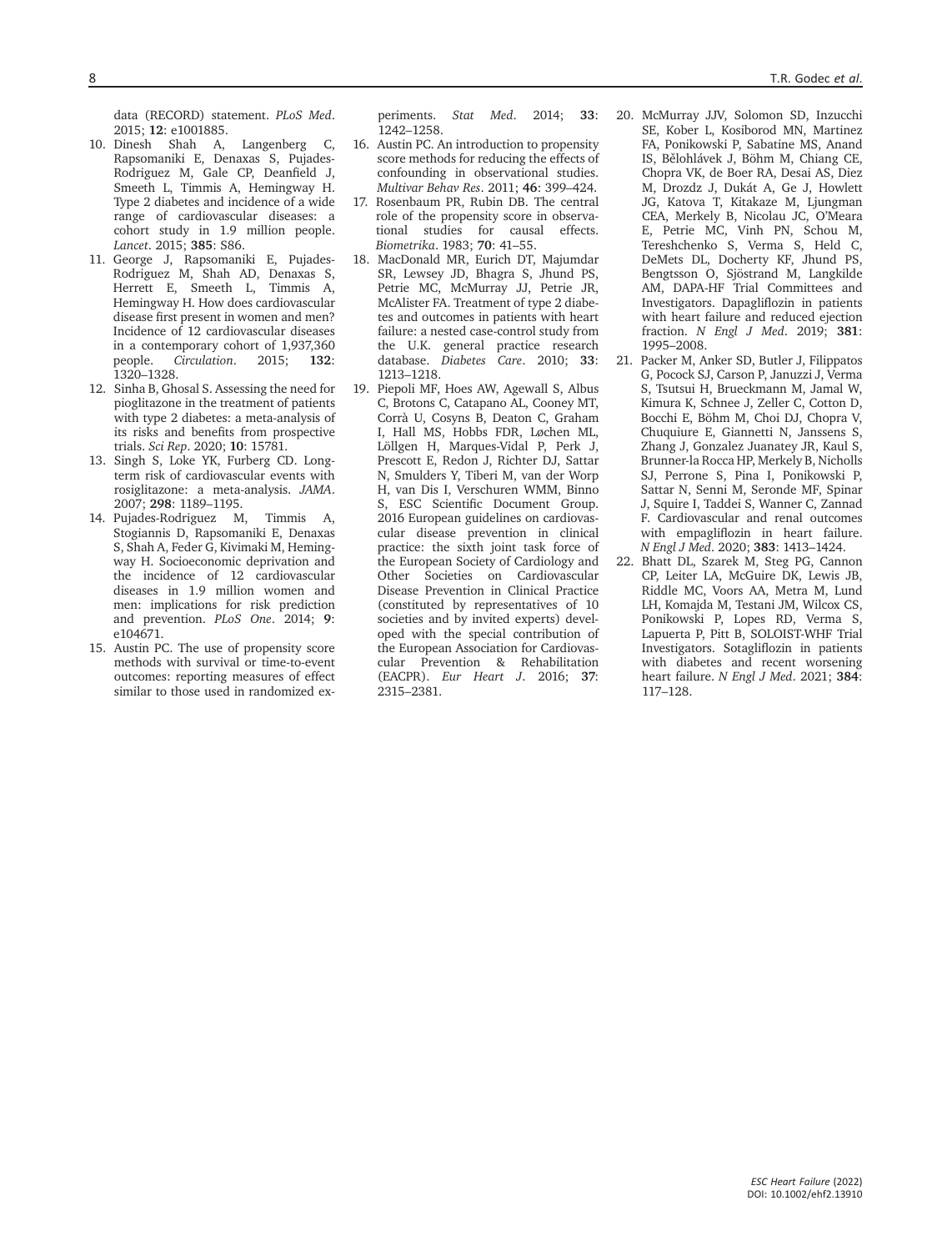data (RECORD) statement. *PLoS Med*. 2015; **12**: e1001885.

10. Dinesh Shah A, Langenberg C, Rapsomaniki E, Denaxas S, Pujades-Rodriguez M, Gale CP, Deanfield J, Smeeth L, Timmis A, Hemingway H. Type 2 diabetes and incidence of a wide range of cardiovascular diseases: a cohort study in 1.9 million people. *Lancet*. 2015; **385**: S86.
11. George J, Rapsomaniki E, Pujades-Rodriguez M, Shah AD, Denaxas S, Herrett E, Smeeth L, Timmis A, Hemingway H. How does cardiovascular disease first present in women and men? Incidence of 12 cardiovascular diseases in a contemporary cohort of 1,937,360 people. *Circulation*. 2015; **132**: 1320–1328.
12. Sinha B, Ghosal S. Assessing the need for pioglitazone in the treatment of patients with type 2 diabetes: a meta-analysis of its risks and benefits from prospective trials. *Sci Rep*. 2020; **10**: 15781.
13. Singh S, Loke YK, Furberg CD. Long-term risk of cardiovascular events with rosiglitazone: a meta-analysis. *JAMA*. 2007; **298**: 1189–1195.
14. Pujades-Rodriguez M, Timmis A, Stogiannis D, Rapsomaniki E, Denaxas S, Shah A, Feder G, Kivimaki M, Hemingway H. Socioeconomic deprivation and the incidence of 12 cardiovascular diseases in 1.9 million women and men: implications for risk prediction and prevention. *PLoS One*. 2014; **9**: e104671.
15. Austin PC. The use of propensity score methods with survival or time-to-event outcomes: reporting measures of effect similar to those used in randomized experiments. *Stat Med*. 2014; **33**: 1242–1258.
16. Austin PC. An introduction to propensity score methods for reducing the effects of confounding in observational studies. *Multivar Behav Res*. 2011; **46**: 399–424.
17. Rosenbaum PR, Rubin DB. The central role of the propensity score in observational studies for causal effects. *Biometrika*. 1983; **70**: 41–55.
18. MacDonald MR, Eurich DT, Majumdar SR, Lewsey JD, Bhagra S, Jhund PS, Petrie MC, McMurray JJ, Petrie JR, McAlister FA. Treatment of type 2 diabetes and outcomes in patients with heart failure: a nested case-control study from the U.K. general practice research database. *Diabetes Care*. 2010; **33**: 1213–1218.
19. Piepoli MF, Hoes AW, Agewall S, Albus C, Brotons C, Catapano AL, Cooney MT, Corrà U, Cosyns B, Deaton C, Graham I, Hall MS, Hobbs FDR, Løchen ML, Löllgen H, Marques-Vidal P, Perk J, Prescott E, Redon J, Richter DJ, Sattar N, Smulders Y, Tiberi M, van der Worp H, van Dis I, Verschuren WMM, Binno S, ESC Scientific Document Group. 2016 European guidelines on cardiovascular disease prevention in clinical practice: the sixth joint task force of the European Society of Cardiology and Other Societies on Cardiovascular Disease Prevention in Clinical Practice (constituted by representatives of 10 societies and by invited experts) developed with the special contribution of the European Association for Cardiovascular Prevention & Rehabilitation (EACPR). *Eur Heart J*. 2016; **37**: 2315–2381.
20. McMurray JJV, Solomon SD, Inzucchi SE, Kober L, Kosiborod MN, Martinez FA, Ponikowski P, Sabatine MS, Anand IS, Bělohlávek J, Böhm M, Chiang CE, Chopra VK, de Boer RA, Desai AS, Diez M, Drozdz J, Dukát A, Ge J, Howlett JG, Katova T, Kitakaze M, Ljungman CEA, Merkely B, Nicolau JC, O'Meara E, Petrie MC, Vinh PN, Schou M, Tereshchenko S, Verma S, Held C, DeMets DL, Docherty KF, Jhund PS, Bengtsson O, Sjöstrand M, Langkilde AM, DAPA-HF Trial Committees and Investigators. Dapagliflozin in patients with heart failure and reduced ejection fraction. *N Engl J Med*. 2019; **381**: 1995–2008.
21. Packer M, Anker SD, Butler J, Filippatos G, Pocock SJ, Carson P, Januzzi J, Verma S, Tsutsui H, Brueckmann M, Jamal W, Kimura K, Schnee J, Zeller C, Cotton D, Bocchi E, Böhm M, Choi DJ, Chopra V, Chuquiure E, Giannetti N, Janssens S, Zhang J, Gonzalez Juanatey JR, Kaul S, Brunner-la Rocca HP, Merkely B, Nicholls SJ, Perrone S, Pina I, Ponikowski P, Sattar N, Senni M, Seronde MF, Spinar J, Squire I, Taddei S, Wanner C, Zannad F. Cardiovascular and renal outcomes with empagliflozin in heart failure. *N Engl J Med*. 2020; **383**: 1413–1424.
22. Bhatt DL, Szarek M, Steg PG, Cannon CP, Leiter LA, McGuire DK, Lewis JB, Riddle MC, Voors AA, Metra M, Lund LH, Komajda M, Testani JM, Wilcox CS, Ponikowski P, Lopes RD, Verma S, Lapuerta P, Pitt B, SOLOIST-WHF Trial Investigators. Sotagliflozin in patients with diabetes and recent worsening heart failure. *N Engl J Med*. 2021; **384**: 117–128.